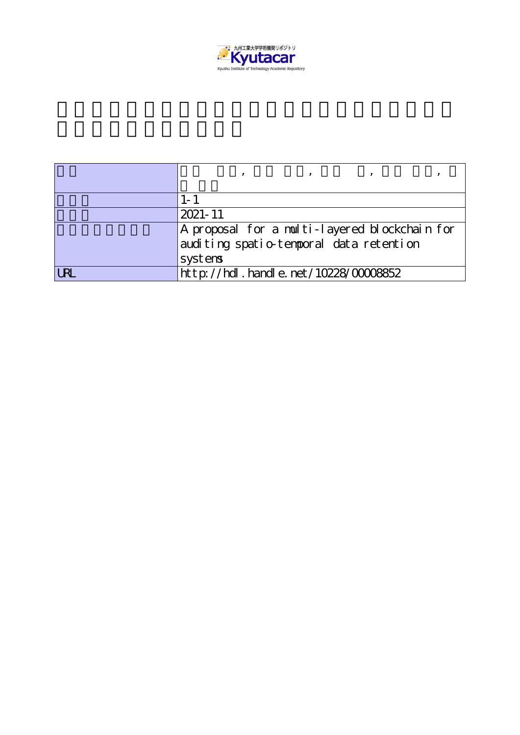九州工業大学学術機関リポジトリ

**Kyutacar**

Kyushu Institute of Technology Academic Repository

| | |
|---|---|
| | , , , , |
| | 1-1 |
| | 2021-11 |
| | A proposal for a multi-layered blockchain for auditing spatio-temporal data retention systems |
| URL | http://hdl.handle.net/10228/00008852 |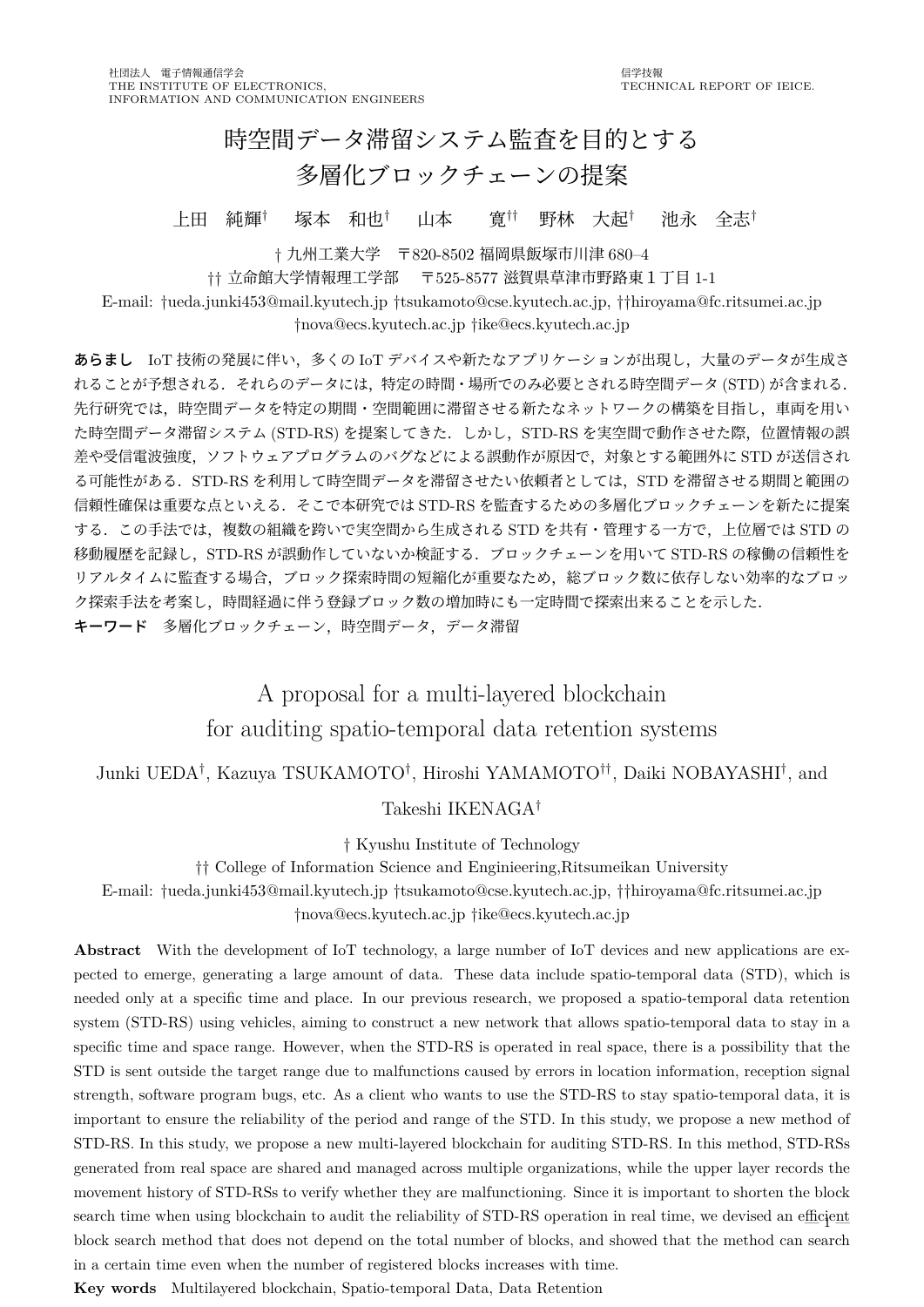社団法人 電子情報通信学会
THE INSTITUTE OF ELECTRONICS,
INFORMATION AND COMMUNICATION ENGINEERS

信学技報
TECHNICAL REPORT OF IEICE.

# 時空間データ滞留システム監査を目的とする多層化ブロックチェーンの提案

上田 純輝† 塚本 和也† 山本 寛†† 野林 大起† 池永 全志†

† 九州工業大学 〒820-8502 福岡県飯塚市川津 680–4

†† 立命館大学情報理工学部 〒525-8577 滋賀県草津市野路東１丁目 1-1

E-mail: †ueda.junki453@mail.kyutech.jp †tsukamoto@cse.kyutech.ac.jp, ††hiroyama@fc.ritsumei.ac.jp †nova@ecs.kyutech.ac.jp †ike@ecs.kyutech.ac.jp

**あらまし** IoT 技術の発展に伴い，多くの IoT デバイスや新たなアプリケーションが出現し，大量のデータが生成されることが予想される．それらのデータには，特定の時間・場所でのみ必要とされる時空間データ (STD) が含まれる．先行研究では，時空間データを特定の期間・空間範囲に滞留させる新たなネットワークの構築を目指し，車両を用いた時空間データ滞留システム (STD-RS) を提案してきた．しかし，STD-RS を実空間で動作させた際，位置情報の誤差や受信電波強度，ソフトウェアプログラムのバグなどによる誤動作が原因で，対象とする範囲外に STD が送信される可能性がある．STD-RS を利用して時空間データを滞留させたい依頼者としては，STD を滞留させる期間と範囲の信頼性確保は重要な点といえる．そこで本研究では STD-RS を監査するための多層化ブロックチェーンを新たに提案する．この手法では，複数の組織を跨いで実空間から生成される STD を共有・管理する一方で，上位層では STD の移動履歴を記録し，STD-RS が誤動作していないか検証する．ブロックチェーンを用いて STD-RS の稼働の信頼性をリアルタイムに監査する場合，ブロック探索時間の短縮化が重要なため，総ブロック数に依存しない効率的なブロック探索手法を考案し，時間経過に伴う登録ブロック数の増加時にも一定時間で探索出来ることを示した．

**キーワード** 多層化ブロックチェーン，時空間データ，データ滞留

# A proposal for a multi-layered blockchain for auditing spatio-temporal data retention systems

Junki UEDA†, Kazuya TSUKAMOTO†, Hiroshi YAMAMOTO††, Daiki NOBAYASHI†, and Takeshi IKENAGA†

† Kyushu Institute of Technology

†† College of Information Science and Enginieering,Ritsumeikan University

E-mail: †ueda.junki453@mail.kyutech.jp †tsukamoto@cse.kyutech.ac.jp, ††hiroyama@fc.ritsumei.ac.jp †nova@ecs.kyutech.ac.jp †ike@ecs.kyutech.ac.jp

**Abstract** With the development of IoT technology, a large number of IoT devices and new applications are expected to emerge, generating a large amount of data. These data include spatio-temporal data (STD), which is needed only at a specific time and place. In our previous research, we proposed a spatio-temporal data retention system (STD-RS) using vehicles, aiming to construct a new network that allows spatio-temporal data to stay in a specific time and space range. However, when the STD-RS is operated in real space, there is a possibility that the STD is sent outside the target range due to malfunctions caused by errors in location information, reception signal strength, software program bugs, etc. As a client who wants to use the STD-RS to stay spatio-temporal data, it is important to ensure the reliability of the period and range of the STD. In this study, we propose a new method of STD-RS. In this study, we propose a new multi-layered blockchain for auditing STD-RS. In this method, STD-RSs generated from real space are shared and managed across multiple organizations, while the upper layer records the movement history of STD-RSs to verify whether they are malfunctioning. Since it is important to shorten the block search time when using blockchain to audit the reliability of STD-RS operation in real time, we devised an efficient block search method that does not depend on the total number of blocks, and showed that the method can search in a certain time even when the number of registered blocks increases with time.

**Key words** Multilayered blockchain, Spatio-temporal Data, Data Retention